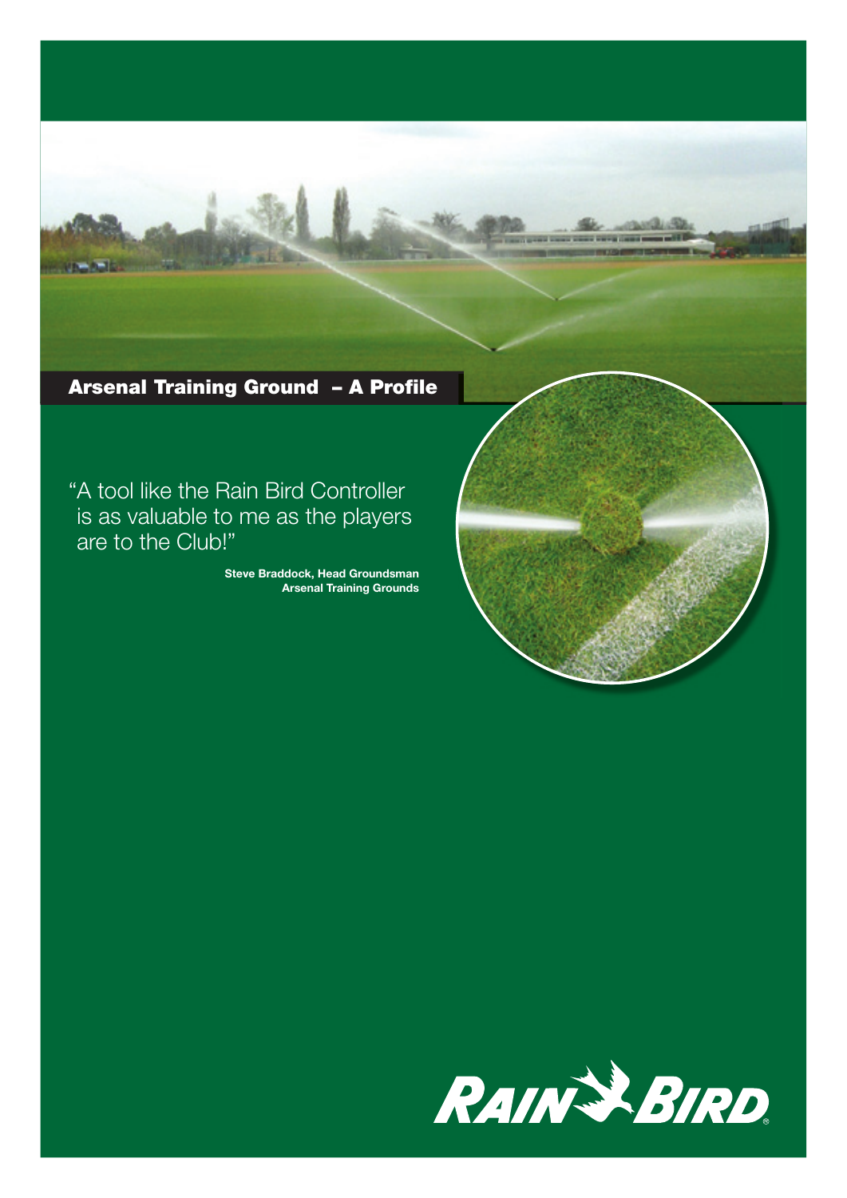# Arsenal Training Ground – A Profile

"A tool like the Rain Bird Controller is as valuable to me as the players are to the Club!"

**Steve Braddock, Head Groundsman**
**Arsenal Training Grounds**

RAIN BIRD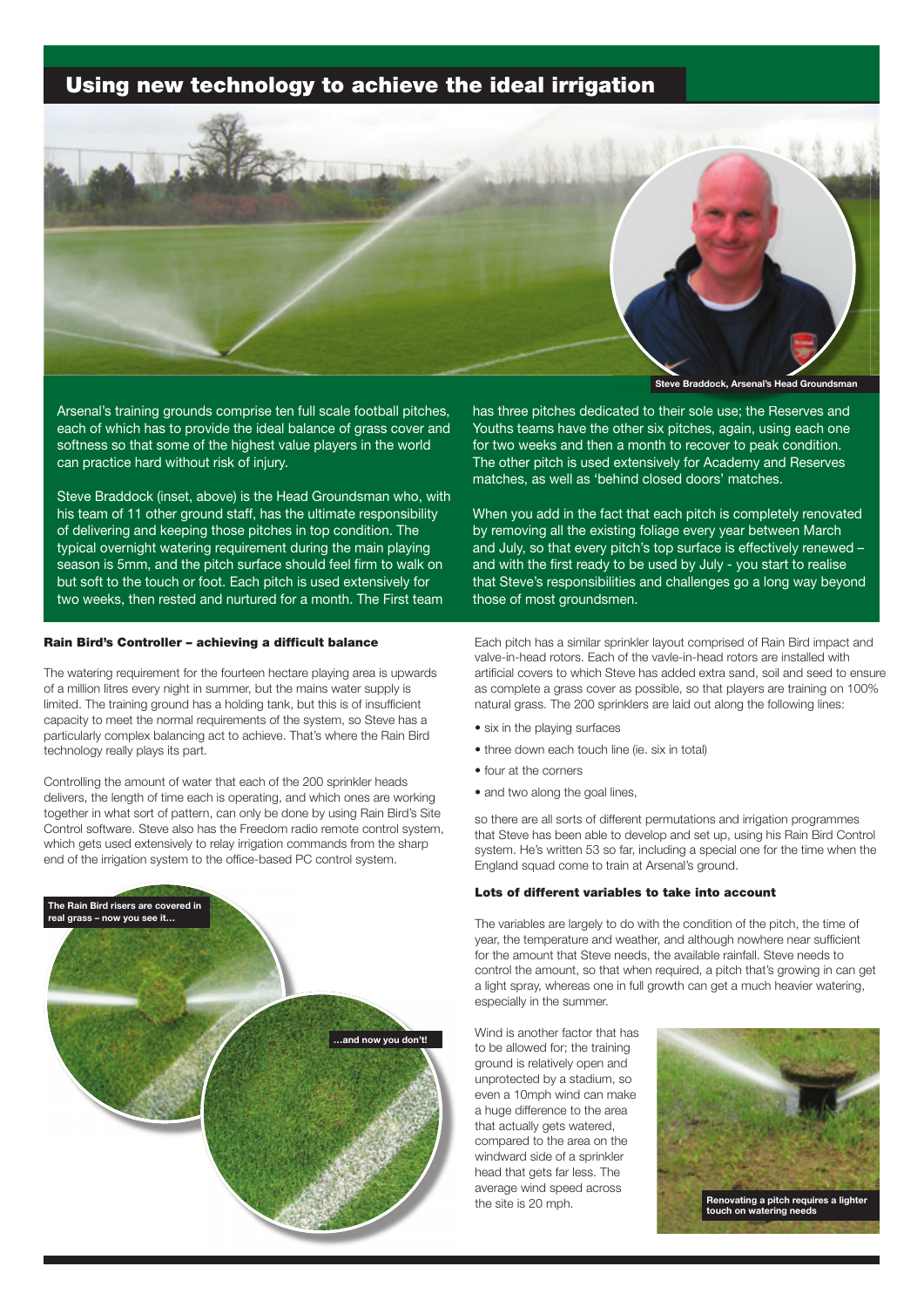# Using new technology to achieve the ideal irrigation

Steve Braddock, Arsenal's Head Groundsman

Arsenal's training grounds comprise ten full scale football pitches, each of which has to provide the ideal balance of grass cover and softness so that some of the highest value players in the world can practice hard without risk of injury.

Steve Braddock (inset, above) is the Head Groundsman who, with his team of 11 other ground staff, has the ultimate responsibility of delivering and keeping those pitches in top condition. The typical overnight watering requirement during the main playing season is 5mm, and the pitch surface should feel firm to walk on but soft to the touch or foot. Each pitch is used extensively for two weeks, then rested and nurtured for a month. The First team has three pitches dedicated to their sole use; the Reserves and Youths teams have the other six pitches, again, using each one for two weeks and then a month to recover to peak condition. The other pitch is used extensively for Academy and Reserves matches, as well as 'behind closed doors' matches.

When you add in the fact that each pitch is completely renovated by removing all the existing foliage every year between March and July, so that every pitch's top surface is effectively renewed – and with the first ready to be used by July - you start to realise that Steve's responsibilities and challenges go a long way beyond those of most groundsmen.

### Rain Bird's Controller – achieving a difficult balance

The watering requirement for the fourteen hectare playing area is upwards of a million litres every night in summer, but the mains water supply is limited. The training ground has a holding tank, but this is of insufficient capacity to meet the normal requirements of the system, so Steve has a particularly complex balancing act to achieve. That's where the Rain Bird technology really plays its part.

Controlling the amount of water that each of the 200 sprinkler heads delivers, the length of time each is operating, and which ones are working together in what sort of pattern, can only be done by using Rain Bird's Site Control software. Steve also has the Freedom radio remote control system, which gets used extensively to relay irrigation commands from the sharp end of the irrigation system to the office-based PC control system.

The Rain Bird risers are covered in real grass – now you see it…

…and now you don't!

Each pitch has a similar sprinkler layout comprised of Rain Bird impact and valve-in-head rotors. Each of the vavle-in-head rotors are installed with artificial covers to which Steve has added extra sand, soil and seed to ensure as complete a grass cover as possible, so that players are training on 100% natural grass. The 200 sprinklers are laid out along the following lines:

- six in the playing surfaces
- three down each touch line (ie. six in total)
- four at the corners
- and two along the goal lines,

so there are all sorts of different permutations and irrigation programmes that Steve has been able to develop and set up, using his Rain Bird Control system. He's written 53 so far, including a special one for the time when the England squad come to train at Arsenal's ground.

### Lots of different variables to take into account

The variables are largely to do with the condition of the pitch, the time of year, the temperature and weather, and although nowhere near sufficient for the amount that Steve needs, the available rainfall. Steve needs to control the amount, so that when required, a pitch that's growing in can get a light spray, whereas one in full growth can get a much heavier watering, especially in the summer.

Wind is another factor that has to be allowed for; the training ground is relatively open and unprotected by a stadium, so even a 10mph wind can make a huge difference to the area that actually gets watered, compared to the area on the windward side of a sprinkler head that gets far less. The average wind speed across the site is 20 mph.

Renovating a pitch requires a lighter touch on watering needs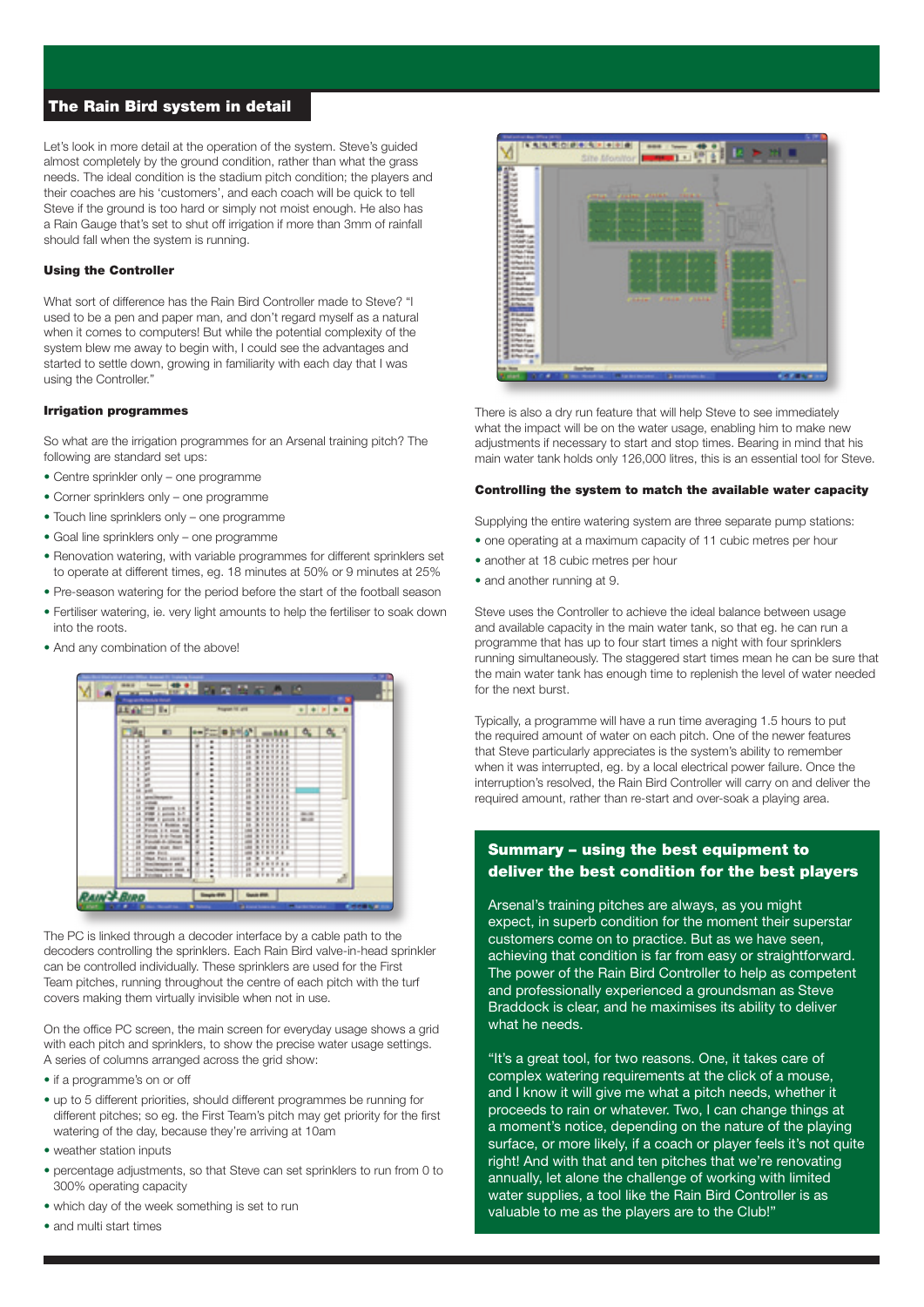## The Rain Bird system in detail

Let's look in more detail at the operation of the system. Steve's guided almost completely by the ground condition, rather than what the grass needs. The ideal condition is the stadium pitch condition; the players and their coaches are his 'customers', and each coach will be quick to tell Steve if the ground is too hard or simply not moist enough. He also has a Rain Gauge that's set to shut off irrigation if more than 3mm of rainfall should fall when the system is running.

### Using the Controller

What sort of difference has the Rain Bird Controller made to Steve? "I used to be a pen and paper man, and don't regard myself as a natural when it comes to computers! But while the potential complexity of the system blew me away to begin with, I could see the advantages and started to settle down, growing in familiarity with each day that I was using the Controller."

### Irrigation programmes

So what are the irrigation programmes for an Arsenal training pitch? The following are standard set ups:

- Centre sprinkler only – one programme
- Corner sprinklers only – one programme
- Touch line sprinklers only – one programme
- Goal line sprinklers only – one programme
- Renovation watering, with variable programmes for different sprinklers set to operate at different times, eg. 18 minutes at 50% or 9 minutes at 25%
- Pre-season watering for the period before the start of the football season
- Fertiliser watering, ie. very light amounts to help the fertiliser to soak down into the roots.
- And any combination of the above!

The PC is linked through a decoder interface by a cable path to the decoders controlling the sprinklers. Each Rain Bird valve-in-head sprinkler can be controlled individually. These sprinklers are used for the First Team pitches, running throughout the centre of each pitch with the turf covers making them virtually invisible when not in use.

On the office PC screen, the main screen for everyday usage shows a grid with each pitch and sprinklers, to show the precise water usage settings. A series of columns arranged across the grid show:

- if a programme's on or off
- up to 5 different priorities, should different programmes be running for different pitches; so eg. the First Team's pitch may get priority for the first watering of the day, because they're arriving at 10am
- weather station inputs
- percentage adjustments, so that Steve can set sprinklers to run from 0 to 300% operating capacity
- which day of the week something is set to run
- and multi start times

There is also a dry run feature that will help Steve to see immediately what the impact will be on the water usage, enabling him to make new adjustments if necessary to start and stop times. Bearing in mind that his main water tank holds only 126,000 litres, this is an essential tool for Steve.

### Controlling the system to match the available water capacity

Supplying the entire watering system are three separate pump stations:

- one operating at a maximum capacity of 11 cubic metres per hour
- another at 18 cubic metres per hour
- and another running at 9.

Steve uses the Controller to achieve the ideal balance between usage and available capacity in the main water tank, so that eg. he can run a programme that has up to four start times a night with four sprinklers running simultaneously. The staggered start times mean he can be sure that the main water tank has enough time to replenish the level of water needed for the next burst.

Typically, a programme will have a run time averaging 1.5 hours to put the required amount of water on each pitch. One of the newer features that Steve particularly appreciates is the system's ability to remember when it was interrupted, eg. by a local electrical power failure. Once the interruption's resolved, the Rain Bird Controller will carry on and deliver the required amount, rather than re-start and over-soak a playing area.

### Summary – using the best equipment to deliver the best condition for the best players

Arsenal's training pitches are always, as you might expect, in superb condition for the moment their superstar customers come on to practice. But as we have seen, achieving that condition is far from easy or straightforward. The power of the Rain Bird Controller to help as competent and professionally experienced a groundsman as Steve Braddock is clear, and he maximises its ability to deliver what he needs.

"It's a great tool, for two reasons. One, it takes care of complex watering requirements at the click of a mouse, and I know it will give me what a pitch needs, whether it proceeds to rain or whatever. Two, I can change things at a moment's notice, depending on the nature of the playing surface, or more likely, if a coach or player feels it's not quite right! And with that and ten pitches that we're renovating annually, let alone the challenge of working with limited water supplies, a tool like the Rain Bird Controller is as valuable to me as the players are to the Club!"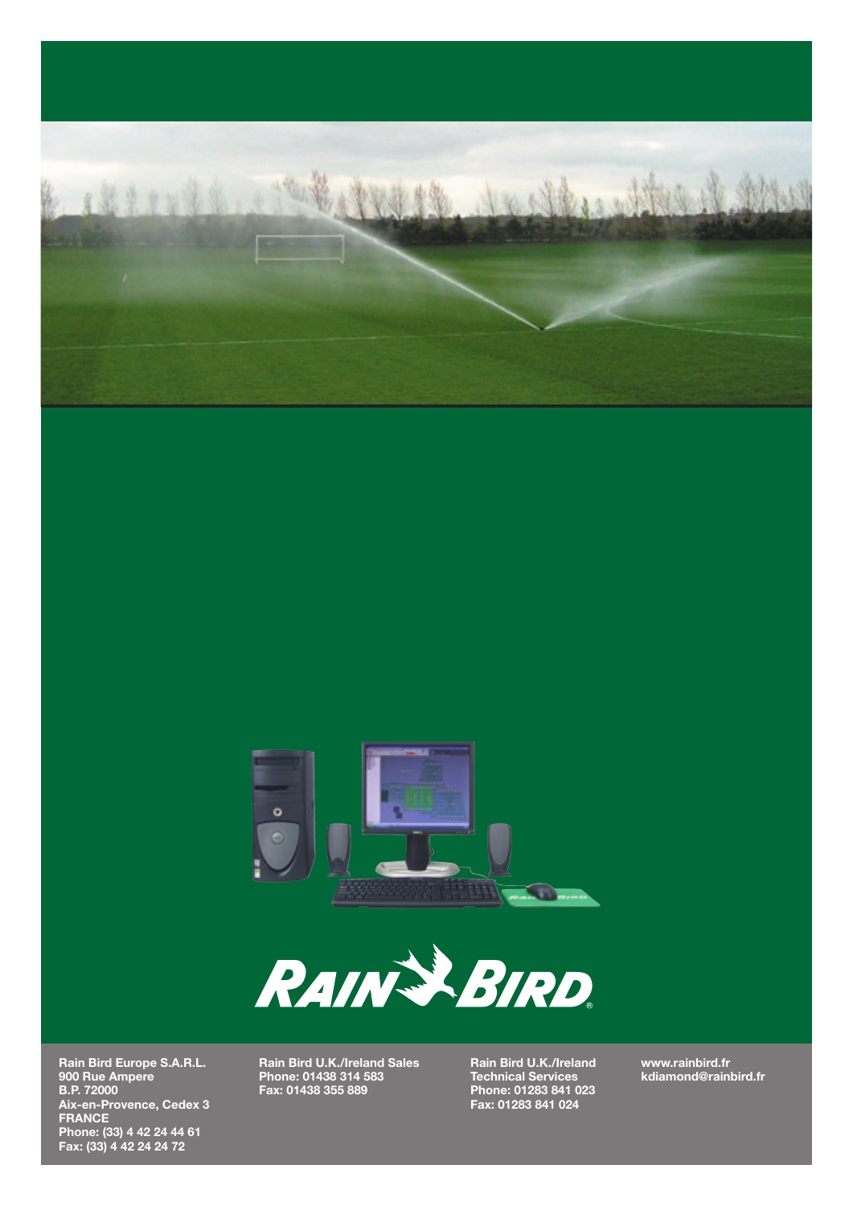Rain Bird Europe S.A.R.L.
900 Rue Ampere
B.P. 72000
Aix-en-Provence, Cedex 3
FRANCE
Phone: (33) 4 42 24 44 61
Fax: (33) 4 42 24 24 72

Rain Bird U.K./Ireland Sales
Phone: 01438 314 583
Fax: 01438 355 889

Rain Bird U.K./Ireland
Technical Services
Phone: 01283 841 023
Fax: 01283 841 024

www.rainbird.fr
kdiamond@rainbird.fr